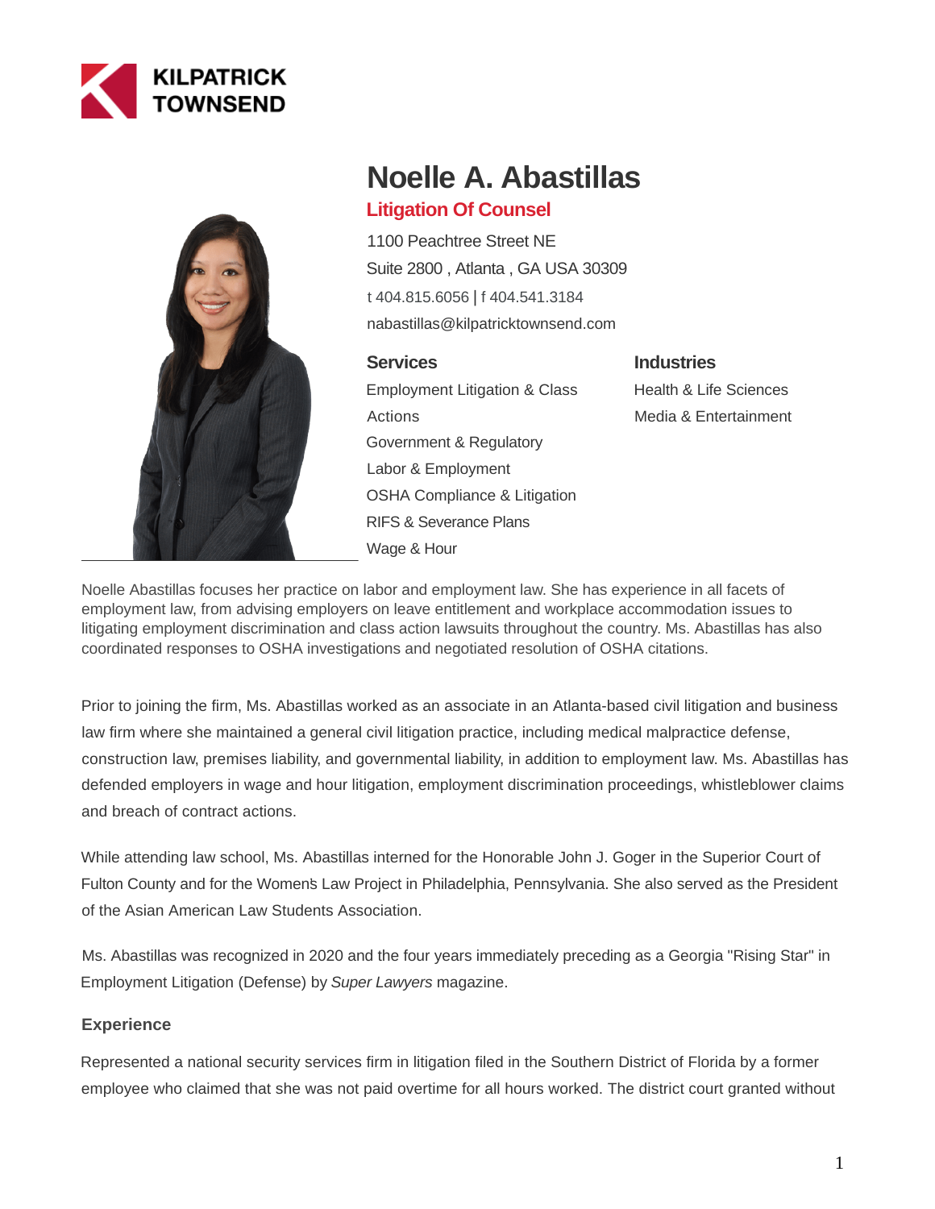# Noelle A. Abastillas

## Litigation Of Counsel

1100 Peachtree Street NE
Suite 2800 , Atlanta , GA USA 30309
t 404.815.6056 | f 404.541.3184
nabastillas@kilpatricktownsend.com

### Services

- Employment Litigation & Class Actions
- Government & Regulatory
- Labor & Employment
- OSHA Compliance & Litigation
- RIFS & Severance Plans
- Wage & Hour

### Industries

- Health & Life Sciences
- Media & Entertainment

Noelle Abastillas focuses her practice on labor and employment law. She has experience in all facets of employment law, from advising employers on leave entitlement and workplace accommodation issues to litigating employment discrimination and class action lawsuits throughout the country. Ms. Abastillas has also coordinated responses to OSHA investigations and negotiated resolution of OSHA citations.

Prior to joining the firm, Ms. Abastillas worked as an associate in an Atlanta-based civil litigation and business law firm where she maintained a general civil litigation practice, including medical malpractice defense, construction law, premises liability, and governmental liability, in addition to employment law. Ms. Abastillas has defended employers in wage and hour litigation, employment discrimination proceedings, whistleblower claims and breach of contract actions.

While attending law school, Ms. Abastillas interned for the Honorable John J. Goger in the Superior Court of Fulton County and for the Women's Law Project in Philadelphia, Pennsylvania. She also served as the President of the Asian American Law Students Association.

Ms. Abastillas was recognized in 2020 and the four years immediately preceding as a Georgia "Rising Star" in Employment Litigation (Defense) by *Super Lawyers* magazine.

### Experience

Represented a national security services firm in litigation filed in the Southern District of Florida by a former employee who claimed that she was not paid overtime for all hours worked. The district court granted without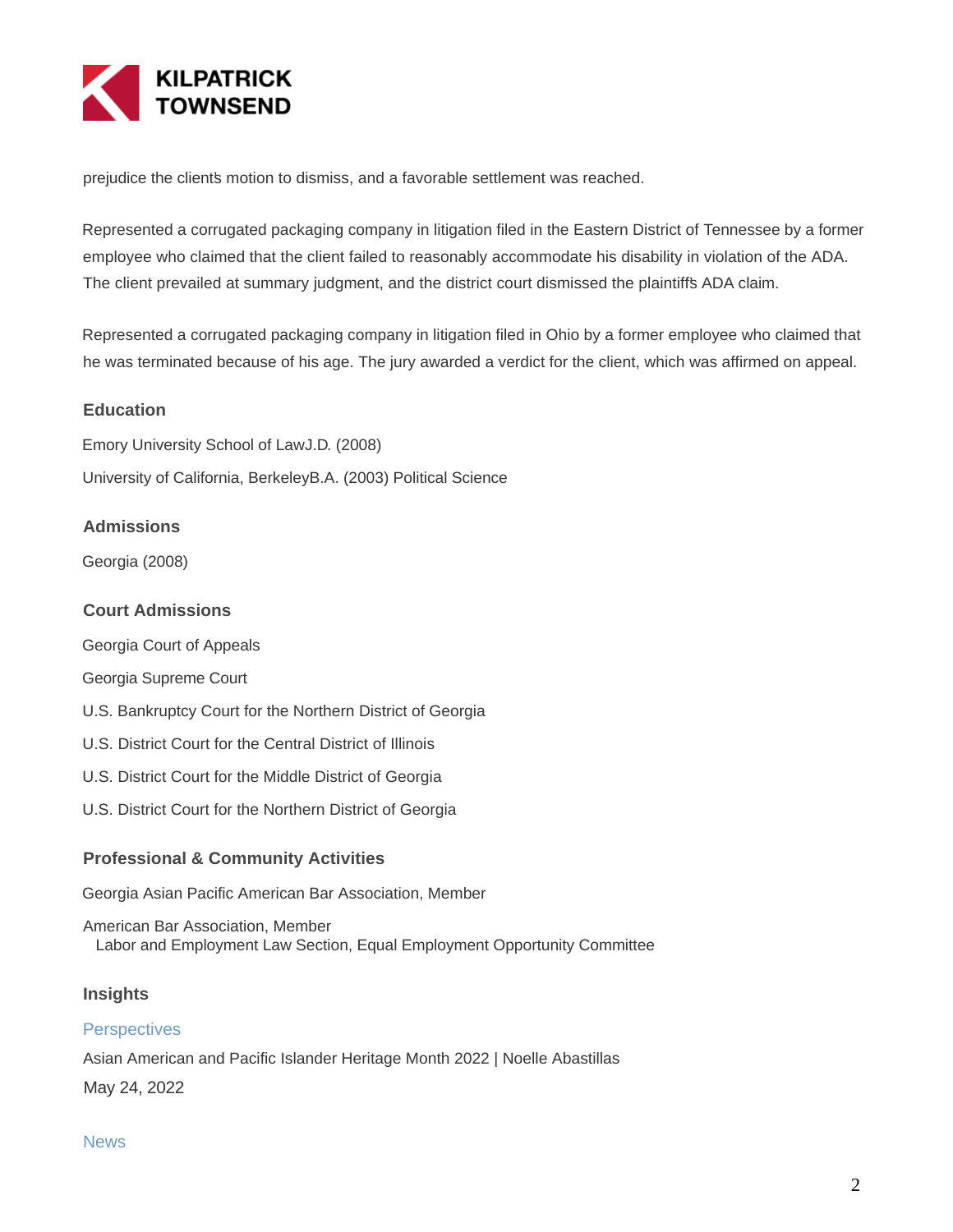prejudice the client's motion to dismiss, and a favorable settlement was reached.

Represented a corrugated packaging company in litigation filed in the Eastern District of Tennessee by a former employee who claimed that the client failed to reasonably accommodate his disability in violation of the ADA. The client prevailed at summary judgment, and the district court dismissed the plaintiff's ADA claim.

Represented a corrugated packaging company in litigation filed in Ohio by a former employee who claimed that he was terminated because of his age. The jury awarded a verdict for the client, which was affirmed on appeal.

## Education

Emory University School of LawJ.D. (2008)

University of California, BerkeleyB.A. (2003) Political Science

## Admissions

Georgia (2008)

## Court Admissions

Georgia Court of Appeals

Georgia Supreme Court

U.S. Bankruptcy Court for the Northern District of Georgia

U.S. District Court for the Central District of Illinois

U.S. District Court for the Middle District of Georgia

U.S. District Court for the Northern District of Georgia

## Professional & Community Activities

Georgia Asian Pacific American Bar Association, Member

American Bar Association, Member
  Labor and Employment Law Section, Equal Employment Opportunity Committee

## Insights

### Perspectives

Asian American and Pacific Islander Heritage Month 2022 | Noelle Abastillas

May 24, 2022

### News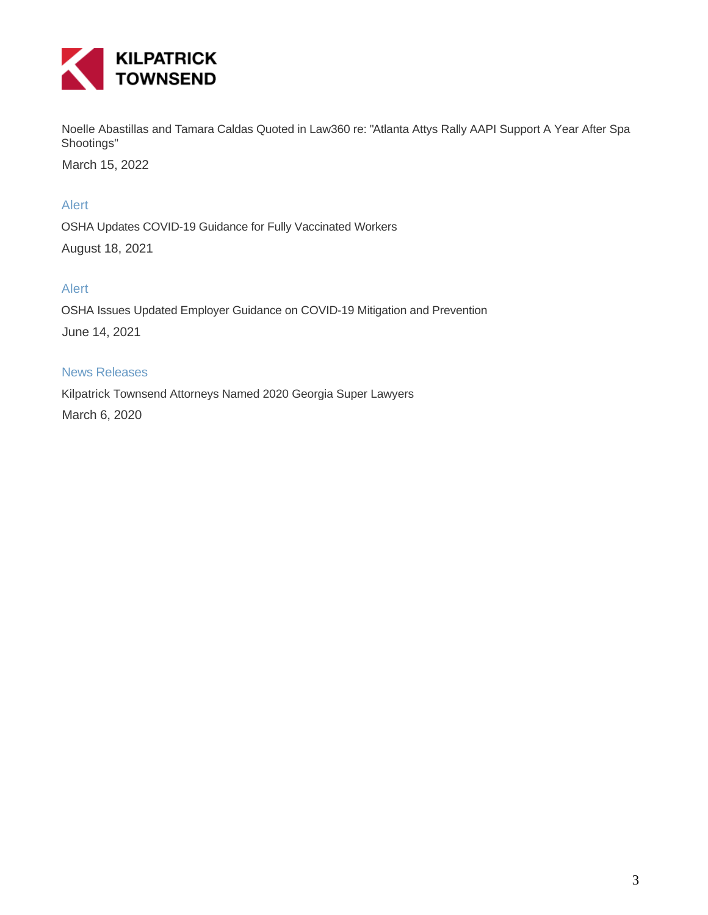KILPATRICK TOWNSEND

Noelle Abastillas and Tamara Caldas Quoted in Law360 re: "Atlanta Attys Rally AAPI Support A Year After Spa Shootings"

March 15, 2022

Alert

OSHA Updates COVID-19 Guidance for Fully Vaccinated Workers

August 18, 2021

Alert

OSHA Issues Updated Employer Guidance on COVID-19 Mitigation and Prevention

June 14, 2021

News Releases

Kilpatrick Townsend Attorneys Named 2020 Georgia Super Lawyers

March 6, 2020